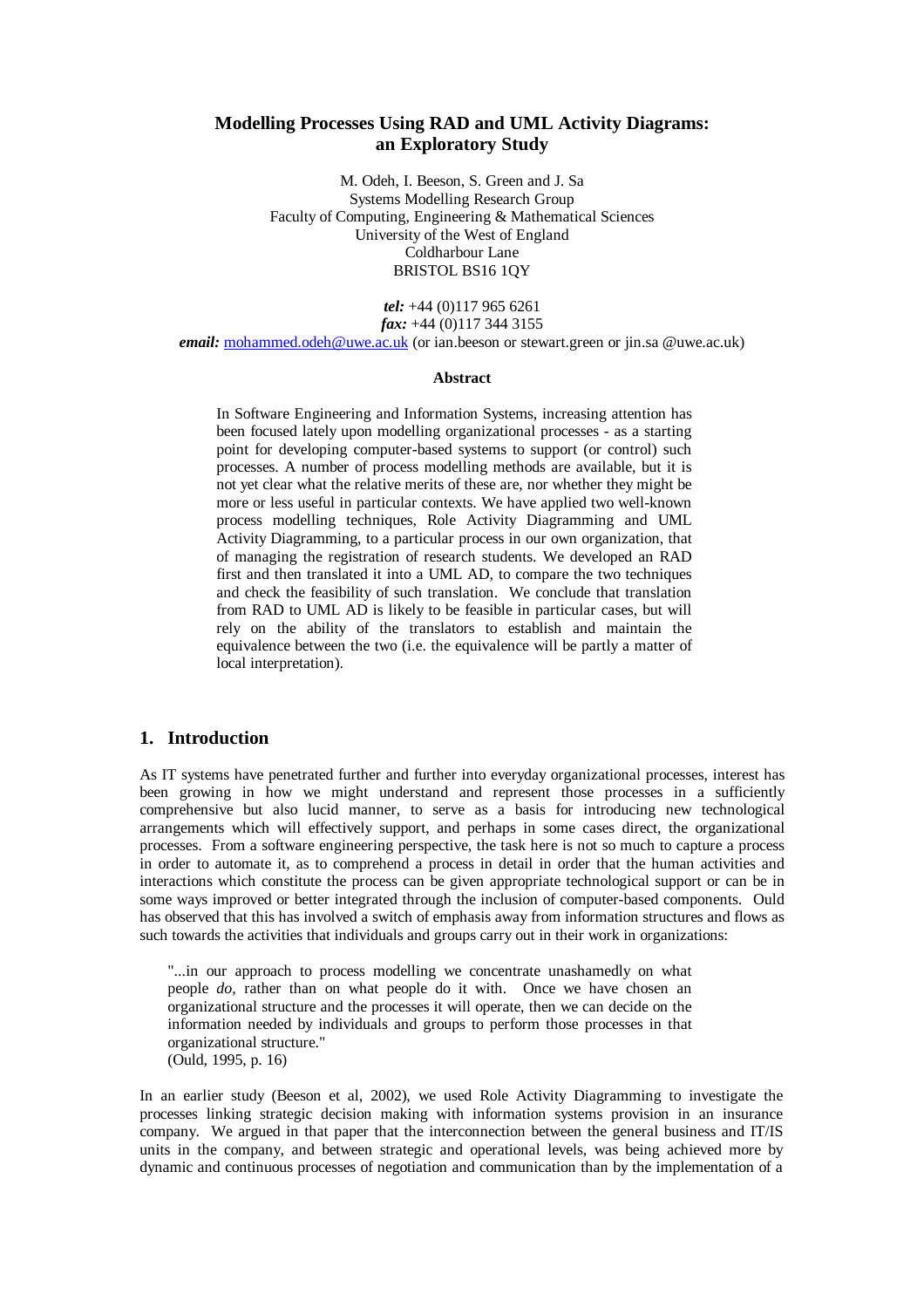# Modelling Processes Using RAD and UML Activity Diagrams: an Exploratory Study

M. Odeh, I. Beeson, S. Green and J. Sa
Systems Modelling Research Group
Faculty of Computing, Engineering & Mathematical Sciences
University of the West of England
Coldharbour Lane
BRISTOL BS16 1QY

***tel:*** +44 (0)117 965 6261
***fax:*** +44 (0)117 344 3155
***email:*** mohammed.odeh@uwe.ac.uk (or ian.beeson or stewart.green or jin.sa @uwe.ac.uk)

**Abstract**

In Software Engineering and Information Systems, increasing attention has been focused lately upon modelling organizational processes - as a starting point for developing computer-based systems to support (or control) such processes. A number of process modelling methods are available, but it is not yet clear what the relative merits of these are, nor whether they might be more or less useful in particular contexts. We have applied two well-known process modelling techniques, Role Activity Diagramming and UML Activity Diagramming, to a particular process in our own organization, that of managing the registration of research students. We developed an RAD first and then translated it into a UML AD, to compare the two techniques and check the feasibility of such translation. We conclude that translation from RAD to UML AD is likely to be feasible in particular cases, but will rely on the ability of the translators to establish and maintain the equivalence between the two (i.e. the equivalence will be partly a matter of local interpretation).

## 1. Introduction

As IT systems have penetrated further and further into everyday organizational processes, interest has been growing in how we might understand and represent those processes in a sufficiently comprehensive but also lucid manner, to serve as a basis for introducing new technological arrangements which will effectively support, and perhaps in some cases direct, the organizational processes. From a software engineering perspective, the task here is not so much to capture a process in order to automate it, as to comprehend a process in detail in order that the human activities and interactions which constitute the process can be given appropriate technological support or can be in some ways improved or better integrated through the inclusion of computer-based components. Ould has observed that this has involved a switch of emphasis away from information structures and flows as such towards the activities that individuals and groups carry out in their work in organizations:

> "...in our approach to process modelling we concentrate unashamedly on what people *do*, rather than on what people do it with. Once we have chosen an organizational structure and the processes it will operate, then we can decide on the information needed by individuals and groups to perform those processes in that organizational structure."
> (Ould, 1995, p. 16)

In an earlier study (Beeson et al, 2002), we used Role Activity Diagramming to investigate the processes linking strategic decision making with information systems provision in an insurance company. We argued in that paper that the interconnection between the general business and IT/IS units in the company, and between strategic and operational levels, was being achieved more by dynamic and continuous processes of negotiation and communication than by the implementation of a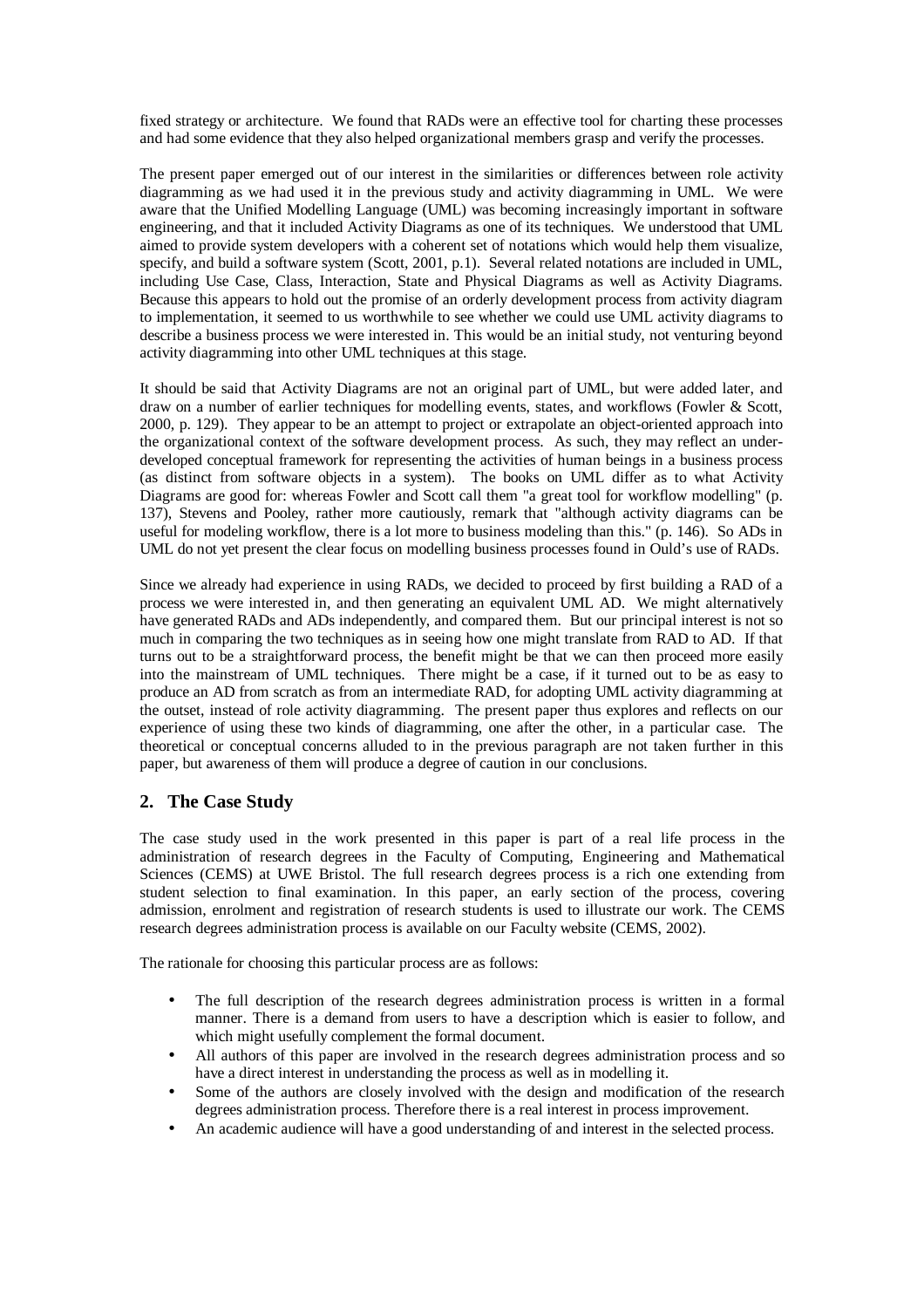fixed strategy or architecture. We found that RADs were an effective tool for charting these processes and had some evidence that they also helped organizational members grasp and verify the processes.

The present paper emerged out of our interest in the similarities or differences between role activity diagramming as we had used it in the previous study and activity diagramming in UML. We were aware that the Unified Modelling Language (UML) was becoming increasingly important in software engineering, and that it included Activity Diagrams as one of its techniques. We understood that UML aimed to provide system developers with a coherent set of notations which would help them visualize, specify, and build a software system (Scott, 2001, p.1). Several related notations are included in UML, including Use Case, Class, Interaction, State and Physical Diagrams as well as Activity Diagrams. Because this appears to hold out the promise of an orderly development process from activity diagram to implementation, it seemed to us worthwhile to see whether we could use UML activity diagrams to describe a business process we were interested in. This would be an initial study, not venturing beyond activity diagramming into other UML techniques at this stage.

It should be said that Activity Diagrams are not an original part of UML, but were added later, and draw on a number of earlier techniques for modelling events, states, and workflows (Fowler & Scott, 2000, p. 129). They appear to be an attempt to project or extrapolate an object-oriented approach into the organizational context of the software development process. As such, they may reflect an under-developed conceptual framework for representing the activities of human beings in a business process (as distinct from software objects in a system). The books on UML differ as to what Activity Diagrams are good for: whereas Fowler and Scott call them "a great tool for workflow modelling" (p. 137), Stevens and Pooley, rather more cautiously, remark that "although activity diagrams can be useful for modeling workflow, there is a lot more to business modeling than this." (p. 146). So ADs in UML do not yet present the clear focus on modelling business processes found in Ould's use of RADs.

Since we already had experience in using RADs, we decided to proceed by first building a RAD of a process we were interested in, and then generating an equivalent UML AD. We might alternatively have generated RADs and ADs independently, and compared them. But our principal interest is not so much in comparing the two techniques as in seeing how one might translate from RAD to AD. If that turns out to be a straightforward process, the benefit might be that we can then proceed more easily into the mainstream of UML techniques. There might be a case, if it turned out to be as easy to produce an AD from scratch as from an intermediate RAD, for adopting UML activity diagramming at the outset, instead of role activity diagramming. The present paper thus explores and reflects on our experience of using these two kinds of diagramming, one after the other, in a particular case. The theoretical or conceptual concerns alluded to in the previous paragraph are not taken further in this paper, but awareness of them will produce a degree of caution in our conclusions.

## 2. The Case Study

The case study used in the work presented in this paper is part of a real life process in the administration of research degrees in the Faculty of Computing, Engineering and Mathematical Sciences (CEMS) at UWE Bristol. The full research degrees process is a rich one extending from student selection to final examination. In this paper, an early section of the process, covering admission, enrolment and registration of research students is used to illustrate our work. The CEMS research degrees administration process is available on our Faculty website (CEMS, 2002).

The rationale for choosing this particular process are as follows:

- The full description of the research degrees administration process is written in a formal manner. There is a demand from users to have a description which is easier to follow, and which might usefully complement the formal document.
- All authors of this paper are involved in the research degrees administration process and so have a direct interest in understanding the process as well as in modelling it.
- Some of the authors are closely involved with the design and modification of the research degrees administration process. Therefore there is a real interest in process improvement.
- An academic audience will have a good understanding of and interest in the selected process.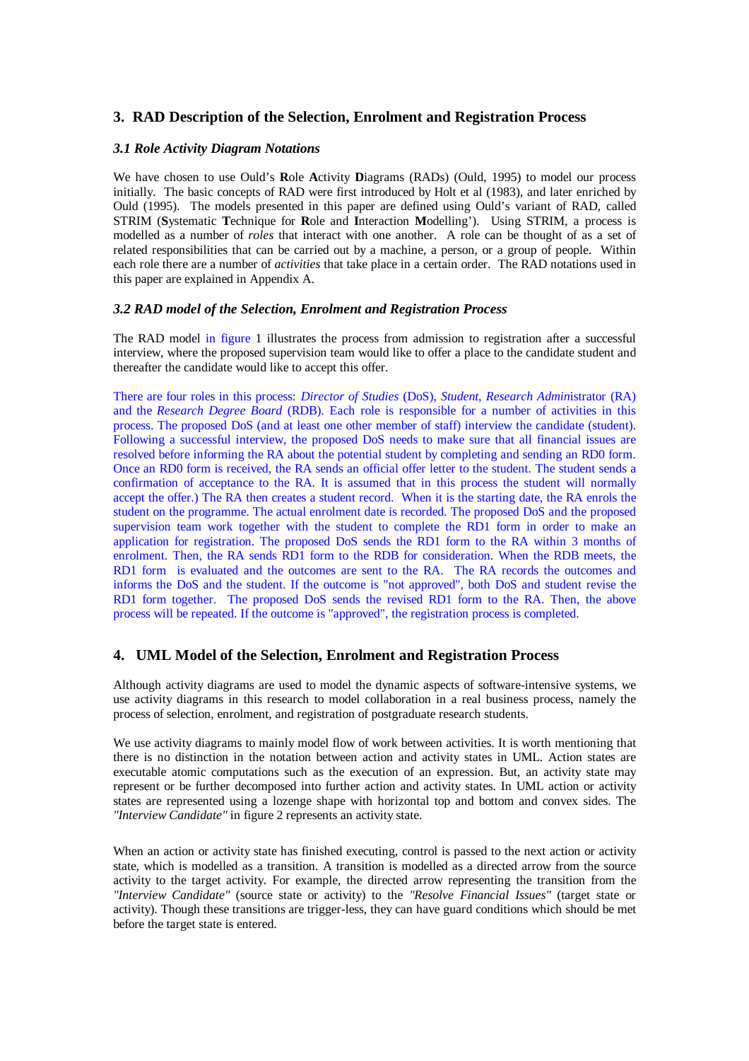## 3. RAD Description of the Selection, Enrolment and Registration Process

### *3.1 Role Activity Diagram Notations*

We have chosen to use Ould's **R**ole **A**ctivity **D**iagrams (RADs) (Ould, 1995) to model our process initially. The basic concepts of RAD were first introduced by Holt et al (1983), and later enriched by Ould (1995). The models presented in this paper are defined using Ould's variant of RAD, called STRIM (**S**ystematic **T**echnique for **R**ole and **I**nteraction **M**odelling'). Using STRIM, a process is modelled as a number of *roles* that interact with one another. A role can be thought of as a set of related responsibilities that can be carried out by a machine, a person, or a group of people. Within each role there are a number of *activities* that take place in a certain order. The RAD notations used in this paper are explained in Appendix A.

### *3.2 RAD model of the Selection, Enrolment and Registration Process*

The RAD model in figure 1 illustrates the process from admission to registration after a successful interview, where the proposed supervision team would like to offer a place to the candidate student and thereafter the candidate would like to accept this offer.

There are four roles in this process: *Director of Studies* (DoS), *Student*, *Research Admin*istrator (RA) and the *Research Degree Board* (RDB). Each role is responsible for a number of activities in this process. The proposed DoS (and at least one other member of staff) interview the candidate (student). Following a successful interview, the proposed DoS needs to make sure that all financial issues are resolved before informing the RA about the potential student by completing and sending an RD0 form. Once an RD0 form is received, the RA sends an official offer letter to the student. The student sends a confirmation of acceptance to the RA. It is assumed that in this process the student will normally accept the offer.) The RA then creates a student record. When it is the starting date, the RA enrols the student on the programme. The actual enrolment date is recorded. The proposed DoS and the proposed supervision team work together with the student to complete the RD1 form in order to make an application for registration. The proposed DoS sends the RD1 form to the RA within 3 months of enrolment. Then, the RA sends RD1 form to the RDB for consideration. When the RDB meets, the RD1 form is evaluated and the outcomes are sent to the RA. The RA records the outcomes and informs the DoS and the student. If the outcome is "not approved", both DoS and student revise the RD1 form together. The proposed DoS sends the revised RD1 form to the RA. Then, the above process will be repeated. If the outcome is "approved", the registration process is completed.

## 4. UML Model of the Selection, Enrolment and Registration Process

Although activity diagrams are used to model the dynamic aspects of software-intensive systems, we use activity diagrams in this research to model collaboration in a real business process, namely the process of selection, enrolment, and registration of postgraduate research students.

We use activity diagrams to mainly model flow of work between activities. It is worth mentioning that there is no distinction in the notation between action and activity states in UML. Action states are executable atomic computations such as the execution of an expression. But, an activity state may represent or be further decomposed into further action and activity states. In UML action or activity states are represented using a lozenge shape with horizontal top and bottom and convex sides. The *"Interview Candidate"* in figure 2 represents an activity state.

When an action or activity state has finished executing, control is passed to the next action or activity state, which is modelled as a transition. A transition is modelled as a directed arrow from the source activity to the target activity. For example, the directed arrow representing the transition from the *"Interview Candidate"* (source state or activity) to the *"Resolve Financial Issues"* (target state or activity). Though these transitions are trigger-less, they can have guard conditions which should be met before the target state is entered.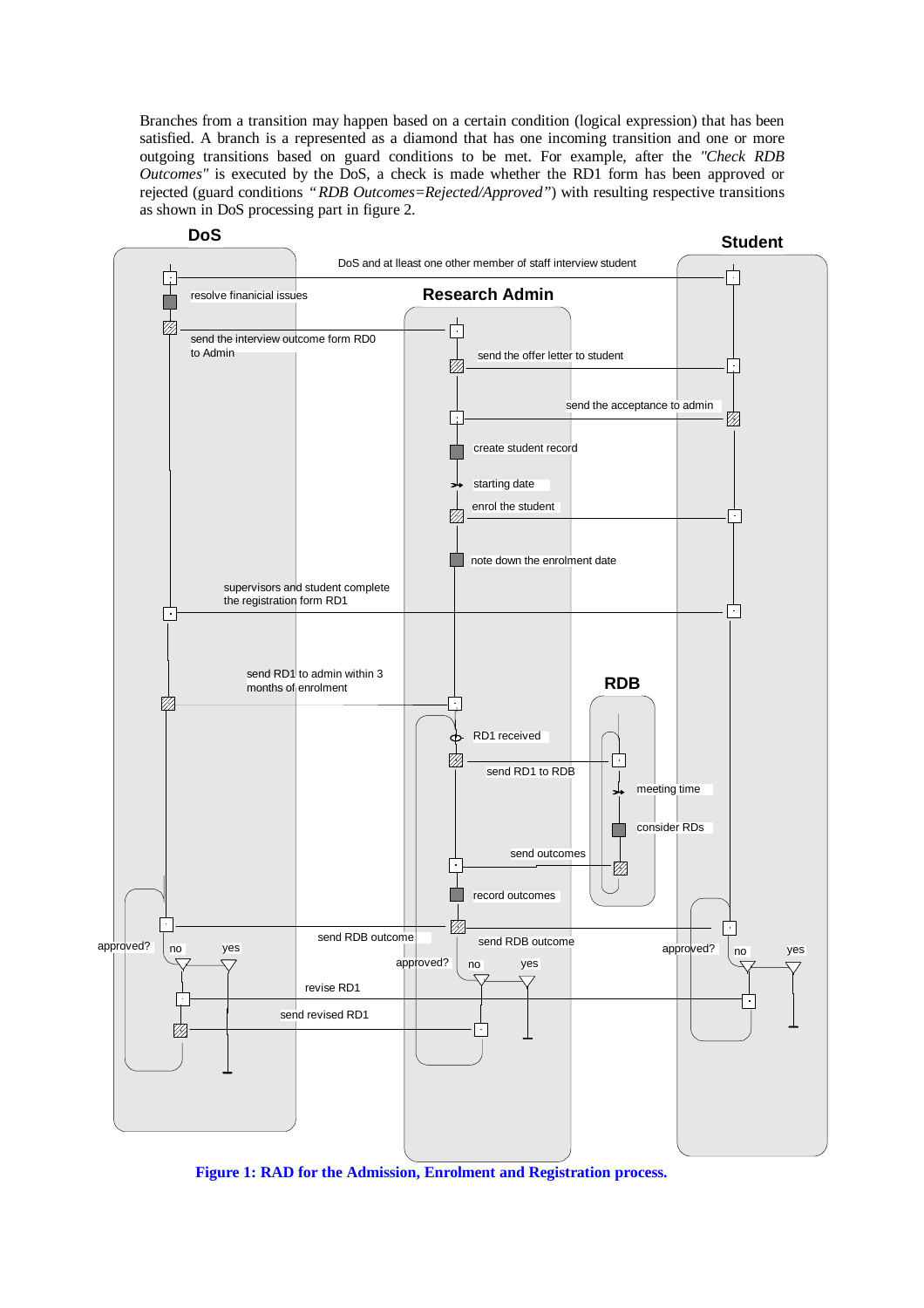Branches from a transition may happen based on a certain condition (logical expression) that has been satisfied. A branch is a represented as a diamond that has one incoming transition and one or more outgoing transitions based on guard conditions to be met. For example, after the *"Check RDB Outcomes"* is executed by the DoS, a check is made whether the RD1 form has been approved or rejected (guard conditions *"RDB Outcomes=Rejected/Approved"*) with resulting respective transitions as shown in DoS processing part in figure 2.

**Figure 1: RAD for the Admission, Enrolment and Registration process.**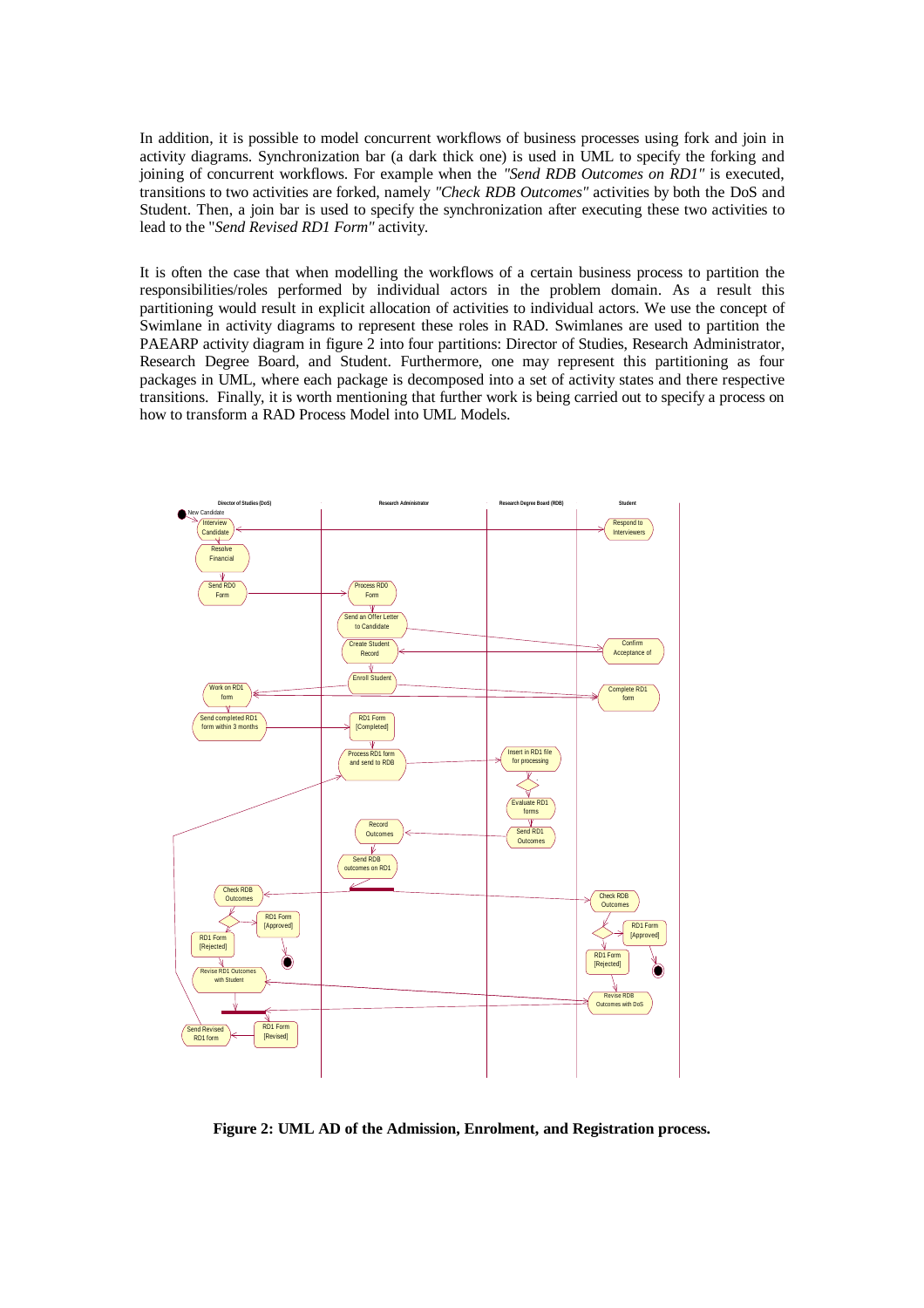In addition, it is possible to model concurrent workflows of business processes using fork and join in activity diagrams. Synchronization bar (a dark thick one) is used in UML to specify the forking and joining of concurrent workflows. For example when the *"Send RDB Outcomes on RD1"* is executed, transitions to two activities are forked, namely *"Check RDB Outcomes"* activities by both the DoS and Student. Then, a join bar is used to specify the synchronization after executing these two activities to lead to the "*Send Revised RD1 Form"* activity.

It is often the case that when modelling the workflows of a certain business process to partition the responsibilities/roles performed by individual actors in the problem domain. As a result this partitioning would result in explicit allocation of activities to individual actors. We use the concept of Swimlane in activity diagrams to represent these roles in RAD. Swimlanes are used to partition the PAEARP activity diagram in figure 2 into four partitions: Director of Studies, Research Administrator, Research Degree Board, and Student. Furthermore, one may represent this partitioning as four packages in UML, where each package is decomposed into a set of activity states and there respective transitions. Finally, it is worth mentioning that further work is being carried out to specify a process on how to transform a RAD Process Model into UML Models.

**Figure 2: UML AD of the Admission, Enrolment, and Registration process.**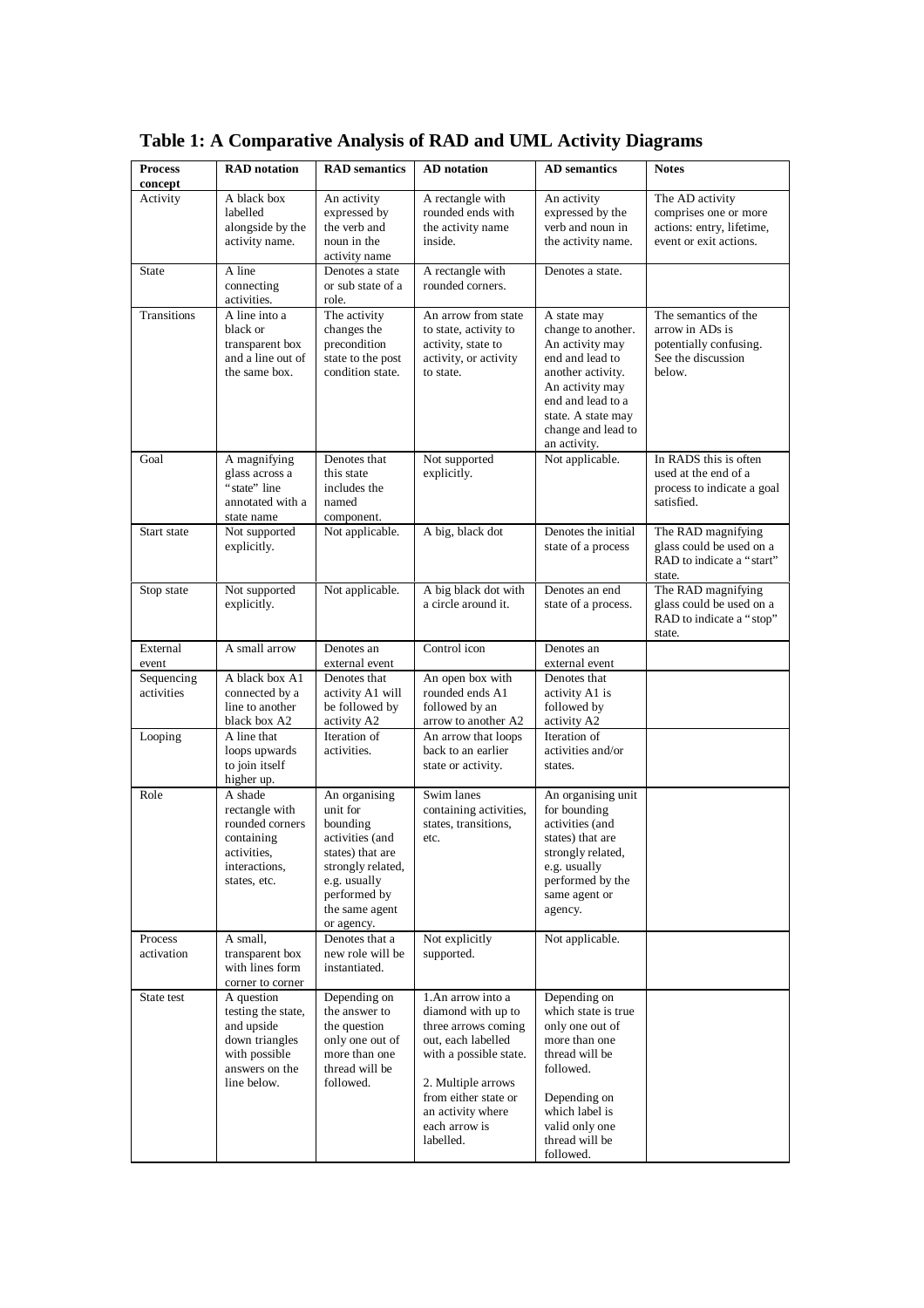**Table 1: A Comparative Analysis of RAD and UML Activity Diagrams**

| Process concept | RAD notation | RAD semantics | AD notation | AD semantics | Notes |
|---|---|---|---|---|---|
| Activity | A black box labelled alongside by the activity name. | An activity expressed by the verb and noun in the activity name | A rectangle with rounded ends with the activity name inside. | An activity expressed by the verb and noun in the activity name. | The AD activity comprises one or more actions: entry, lifetime, event or exit actions. |
| State | A line connecting activities. | Denotes a state or sub state of a role. | A rectangle with rounded corners. | Denotes a state. | |
| Transitions | A line into a black or transparent box and a line out of the same box. | The activity changes the precondition state to the post condition state. | An arrow from state to state, activity to activity, state to activity, or activity to state. | A state may change to another. An activity may end and lead to another activity. An activity may end and lead to a state. A state may change and lead to an activity. | The semantics of the arrow in ADs is potentially confusing. See the discussion below. |
| Goal | A magnifying glass across a "state" line annotated with a state name | Denotes that this state includes the named component. | Not supported explicitly. | Not applicable. | In RADS this is often used at the end of a process to indicate a goal satisfied. |
| Start state | Not supported explicitly. | Not applicable. | A big, black dot | Denotes the initial state of a process | The RAD magnifying glass could be used on a RAD to indicate a "start" state. |
| Stop state | Not supported explicitly. | Not applicable. | A big black dot with a circle around it. | Denotes an end state of a process. | The RAD magnifying glass could be used on a RAD to indicate a "stop" state. |
| External event | A small arrow | Denotes an external event | Control icon | Denotes an external event | |
| Sequencing activities | A black box A1 connected by a line to another black box A2 | Denotes that activity A1 will be followed by activity A2 | An open box with rounded ends A1 followed by an arrow to another A2 | Denotes that activity A1 is followed by activity A2 | |
| Looping | A line that loops upwards to join itself higher up. | Iteration of activities. | An arrow that loops back to an earlier state or activity. | Iteration of activities and/or states. | |
| Role | A shade rectangle with rounded corners containing activities, interactions, states, etc. | An organising unit for bounding activities (and states) that are strongly related, e.g. usually performed by the same agent or agency. | Swim lanes containing activities, states, transitions, etc. | An organising unit for bounding activities (and states) that are strongly related, e.g. usually performed by the same agent or agency. | |
| Process activation | A small, transparent box with lines form corner to corner | Denotes that a new role will be instantiated. | Not explicitly supported. | Not applicable. | |
| State test | A question testing the state, and upside down triangles with possible answers on the line below. | Depending on the answer to the question only one out of more than one thread will be followed. | 1. An arrow into a diamond with up to three arrows coming out, each labelled with a possible state.<br><br>2. Multiple arrows from either state or an activity where each arrow is labelled. | Depending on which state is true only one out of more than one thread will be followed.<br><br>Depending on which label is valid only one thread will be followed. | |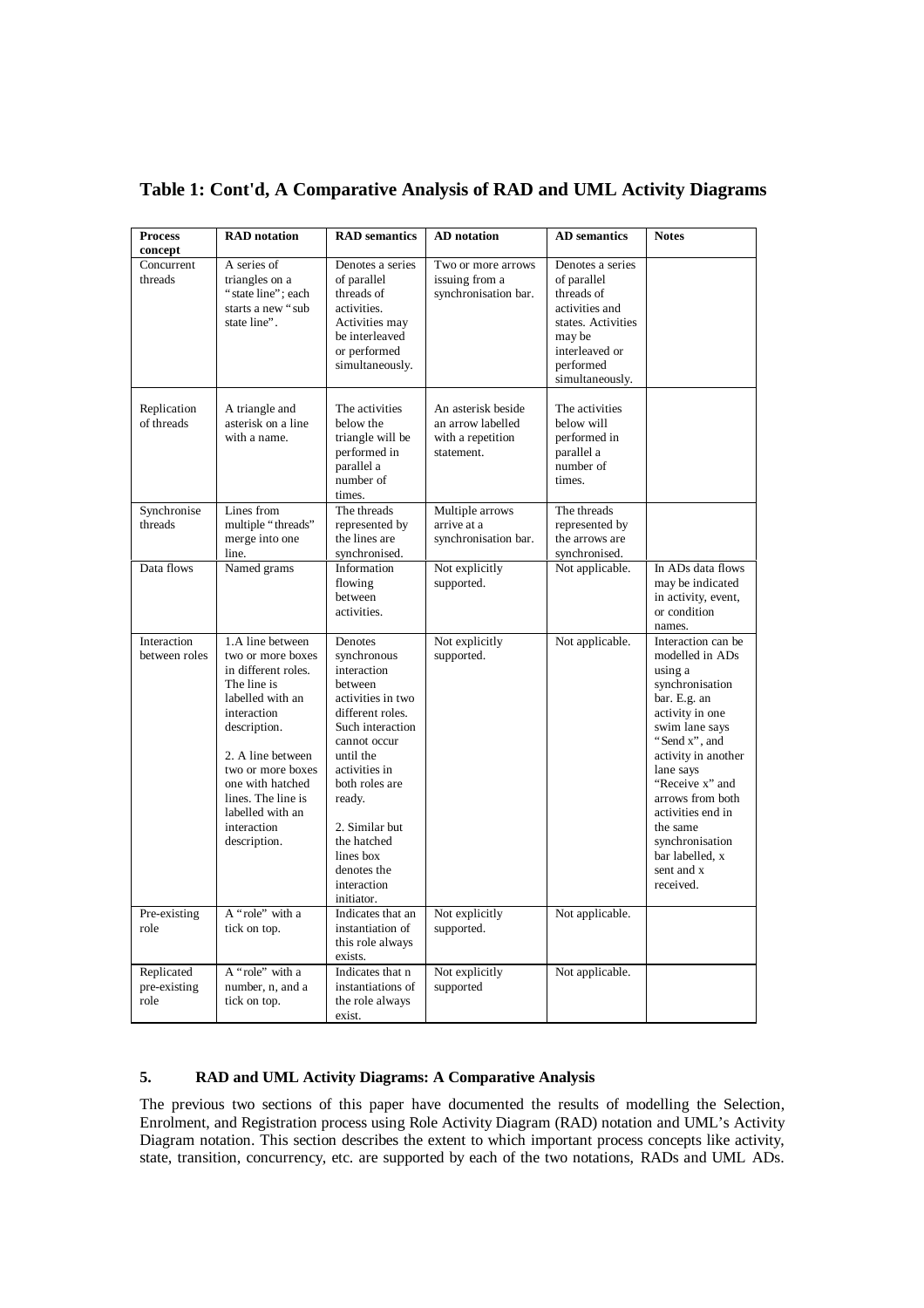## Table 1: Cont'd, A Comparative Analysis of RAD and UML Activity Diagrams

| Process concept | RAD notation | RAD semantics | AD notation | AD semantics | Notes |
|---|---|---|---|---|---|
| Concurrent threads | A series of triangles on a "state line"; each starts a new "sub state line". | Denotes a series of parallel threads of activities. Activities may be interleaved or performed simultaneously. | Two or more arrows issuing from a synchronisation bar. | Denotes a series of parallel threads of activities and states. Activities may be interleaved or performed simultaneously. | |
| Replication of threads | A triangle and asterisk on a line with a name. | The activities below the triangle will be performed in parallel a number of times. | An asterisk beside an arrow labelled with a repetition statement. | The activities below will performed in parallel a number of times. | |
| Synchronise threads | Lines from multiple "threads" merge into one line. | The threads represented by the lines are synchronised. | Multiple arrows arrive at a synchronisation bar. | The threads represented by the arrows are synchronised. | |
| Data flows | Named grams | Information flowing between activities. | Not explicitly supported. | Not applicable. | In ADs data flows may be indicated in activity, event, or condition names. |
| Interaction between roles | 1.A line between two or more boxes in different roles. The line is labelled with an interaction description. 2. A line between two or more boxes one with hatched lines. The line is labelled with an interaction description. | Denotes synchronous interaction between activities in two different roles. Such interaction cannot occur until the activities in both roles are ready. 2. Similar but the hatched lines box denotes the interaction initiator. | Not explicitly supported. | Not applicable. | Interaction can be modelled in ADs using a synchronisation bar. E.g. an activity in one swim lane says "Send x", and activity in another lane says "Receive x" and arrows from both activities end in the same synchronisation bar labelled, x sent and x received. |
| Pre-existing role | A "role" with a tick on top. | Indicates that an instantiation of this role always exists. | Not explicitly supported. | Not applicable. | |
| Replicated pre-existing role | A "role" with a number, n, and a tick on top. | Indicates that n instantiations of the role always exist. | Not explicitly supported | Not applicable. | |

### 5. RAD and UML Activity Diagrams: A Comparative Analysis

The previous two sections of this paper have documented the results of modelling the Selection, Enrolment, and Registration process using Role Activity Diagram (RAD) notation and UML's Activity Diagram notation. This section describes the extent to which important process concepts like activity, state, transition, concurrency, etc. are supported by each of the two notations, RADs and UML ADs.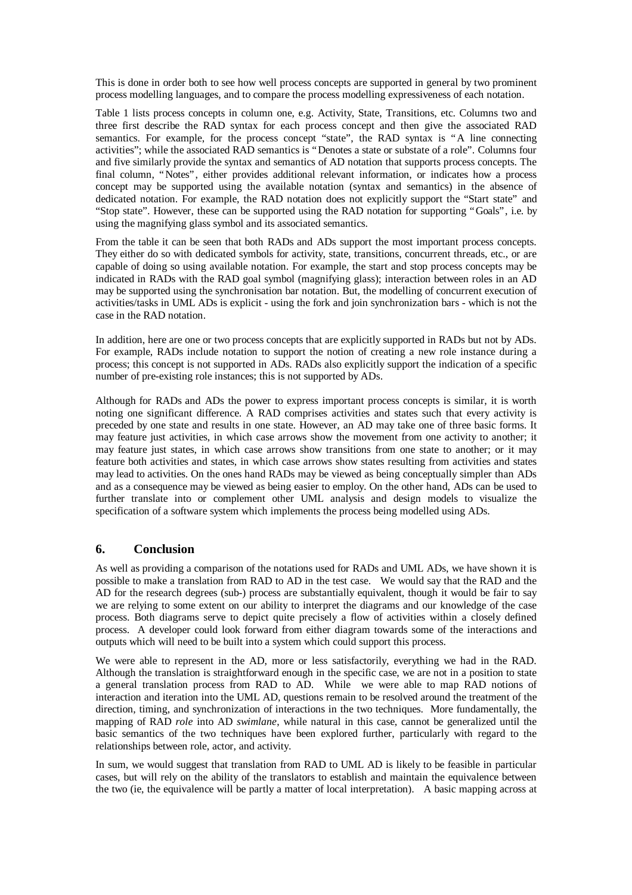This is done in order both to see how well process concepts are supported in general by two prominent process modelling languages, and to compare the process modelling expressiveness of each notation.

Table 1 lists process concepts in column one, e.g. Activity, State, Transitions, etc. Columns two and three first describe the RAD syntax for each process concept and then give the associated RAD semantics. For example, for the process concept "state", the RAD syntax is "A line connecting activities"; while the associated RAD semantics is "Denotes a state or substate of a role". Columns four and five similarly provide the syntax and semantics of AD notation that supports process concepts. The final column, "Notes", either provides additional relevant information, or indicates how a process concept may be supported using the available notation (syntax and semantics) in the absence of dedicated notation. For example, the RAD notation does not explicitly support the "Start state" and "Stop state". However, these can be supported using the RAD notation for supporting "Goals", i.e. by using the magnifying glass symbol and its associated semantics.

From the table it can be seen that both RADs and ADs support the most important process concepts. They either do so with dedicated symbols for activity, state, transitions, concurrent threads, etc., or are capable of doing so using available notation. For example, the start and stop process concepts may be indicated in RADs with the RAD goal symbol (magnifying glass); interaction between roles in an AD may be supported using the synchronisation bar notation. But, the modelling of concurrent execution of activities/tasks in UML ADs is explicit - using the fork and join synchronization bars - which is not the case in the RAD notation.

In addition, here are one or two process concepts that are explicitly supported in RADs but not by ADs. For example, RADs include notation to support the notion of creating a new role instance during a process; this concept is not supported in ADs. RADs also explicitly support the indication of a specific number of pre-existing role instances; this is not supported by ADs.

Although for RADs and ADs the power to express important process concepts is similar, it is worth noting one significant difference. A RAD comprises activities and states such that every activity is preceded by one state and results in one state. However, an AD may take one of three basic forms. It may feature just activities, in which case arrows show the movement from one activity to another; it may feature just states, in which case arrows show transitions from one state to another; or it may feature both activities and states, in which case arrows show states resulting from activities and states may lead to activities. On the ones hand RADs may be viewed as being conceptually simpler than ADs and as a consequence may be viewed as being easier to employ. On the other hand, ADs can be used to further translate into or complement other UML analysis and design models to visualize the specification of a software system which implements the process being modelled using ADs.

## 6. Conclusion

As well as providing a comparison of the notations used for RADs and UML ADs, we have shown it is possible to make a translation from RAD to AD in the test case. We would say that the RAD and the AD for the research degrees (sub-) process are substantially equivalent, though it would be fair to say we are relying to some extent on our ability to interpret the diagrams and our knowledge of the case process. Both diagrams serve to depict quite precisely a flow of activities within a closely defined process. A developer could look forward from either diagram towards some of the interactions and outputs which will need to be built into a system which could support this process.

We were able to represent in the AD, more or less satisfactorily, everything we had in the RAD. Although the translation is straightforward enough in the specific case, we are not in a position to state a general translation process from RAD to AD. While we were able to map RAD notions of interaction and iteration into the UML AD, questions remain to be resolved around the treatment of the direction, timing, and synchronization of interactions in the two techniques. More fundamentally, the mapping of RAD *role* into AD *swimlane*, while natural in this case, cannot be generalized until the basic semantics of the two techniques have been explored further, particularly with regard to the relationships between role, actor, and activity.

In sum, we would suggest that translation from RAD to UML AD is likely to be feasible in particular cases, but will rely on the ability of the translators to establish and maintain the equivalence between the two (ie, the equivalence will be partly a matter of local interpretation). A basic mapping across at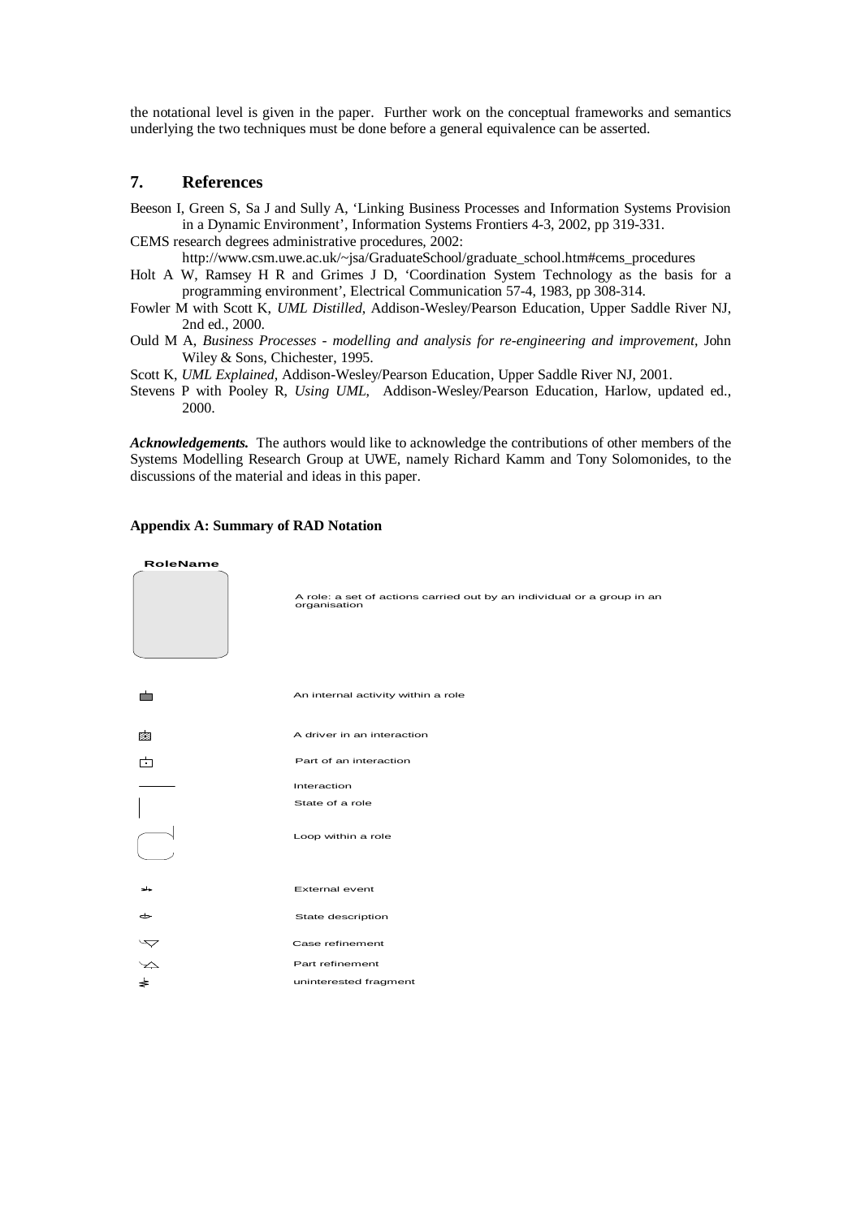the notational level is given in the paper. Further work on the conceptual frameworks and semantics underlying the two techniques must be done before a general equivalence can be asserted.

## 7. References

Beeson I, Green S, Sa J and Sully A, 'Linking Business Processes and Information Systems Provision in a Dynamic Environment', Information Systems Frontiers 4-3, 2002, pp 319-331.

CEMS research degrees administrative procedures, 2002: http://www.csm.uwe.ac.uk/~jsa/GraduateSchool/graduate_school.htm#cems_procedures

Holt A W, Ramsey H R and Grimes J D, 'Coordination System Technology as the basis for a programming environment', Electrical Communication 57-4, 1983, pp 308-314.

Fowler M with Scott K, *UML Distilled*, Addison-Wesley/Pearson Education, Upper Saddle River NJ, 2nd ed., 2000.

Ould M A, *Business Processes - modelling and analysis for re-engineering and improvement*, John Wiley & Sons, Chichester, 1995.

Scott K, *UML Explained*, Addison-Wesley/Pearson Education, Upper Saddle River NJ, 2001.

Stevens P with Pooley R, *Using UML*, Addison-Wesley/Pearson Education, Harlow, updated ed., 2000.

***Acknowledgements.*** The authors would like to acknowledge the contributions of other members of the Systems Modelling Research Group at UWE, namely Richard Kamm and Tony Solomonides, to the discussions of the material and ideas in this paper.

**Appendix A: Summary of RAD Notation**

RoleName

A role: a set of actions carried out by an individual or a group in an organisation

An internal activity within a role

A driver in an interaction

Part of an interaction

Interaction

State of a role

Loop within a role

External event

State description

Case refinement

Part refinement

uninterested fragment